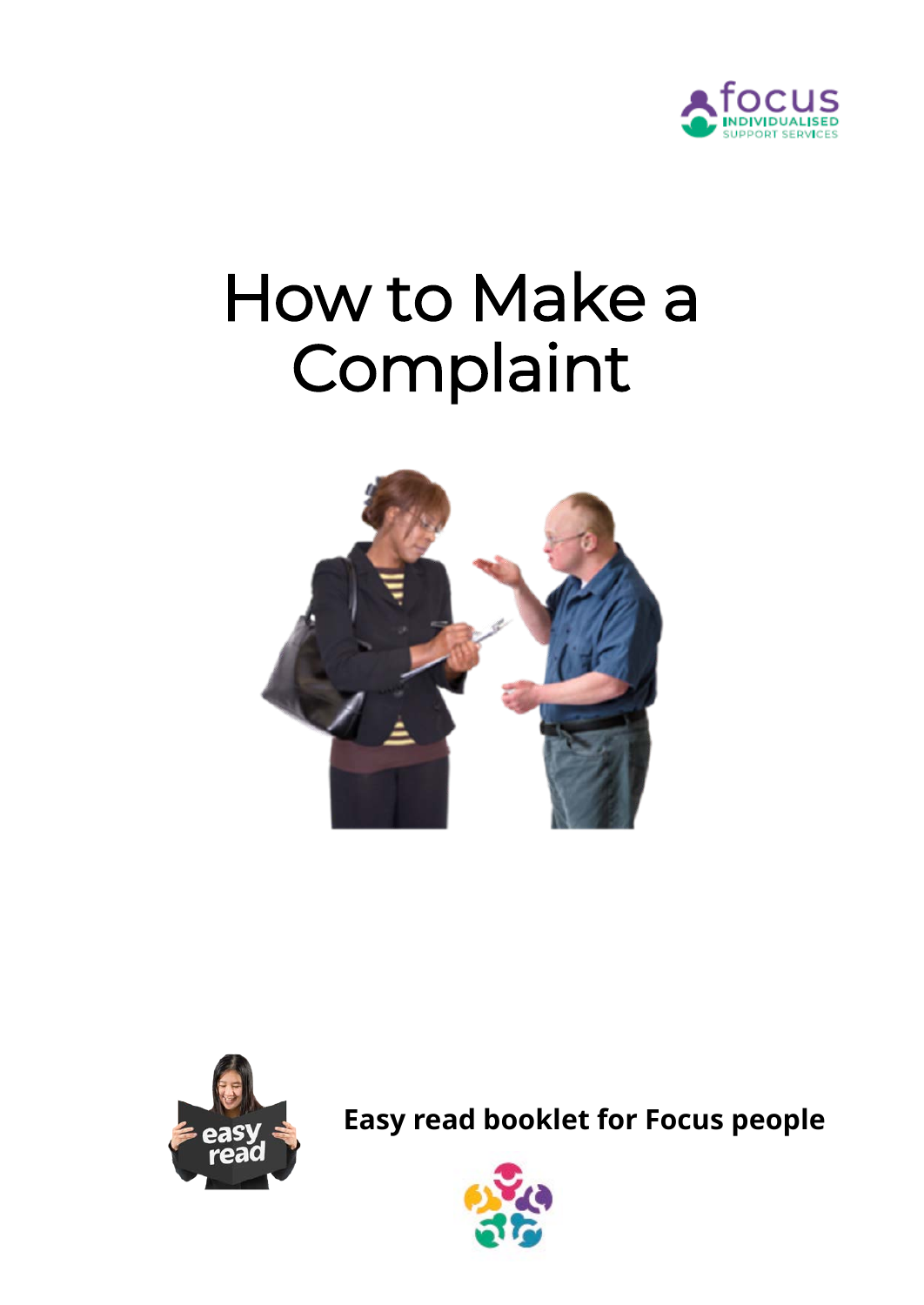# How to Make a Complaint

**Easy read booklet for Focus people**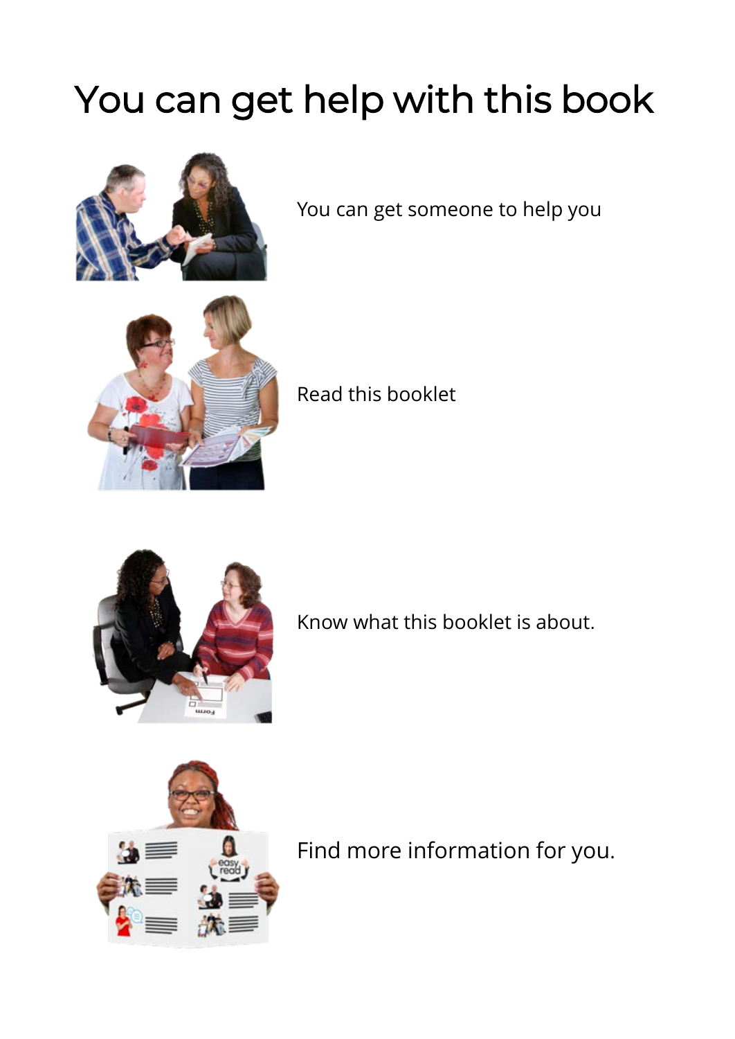# You can get help with this book

You can get someone to help you

Read this booklet

Know what this booklet is about.

Find more information for you.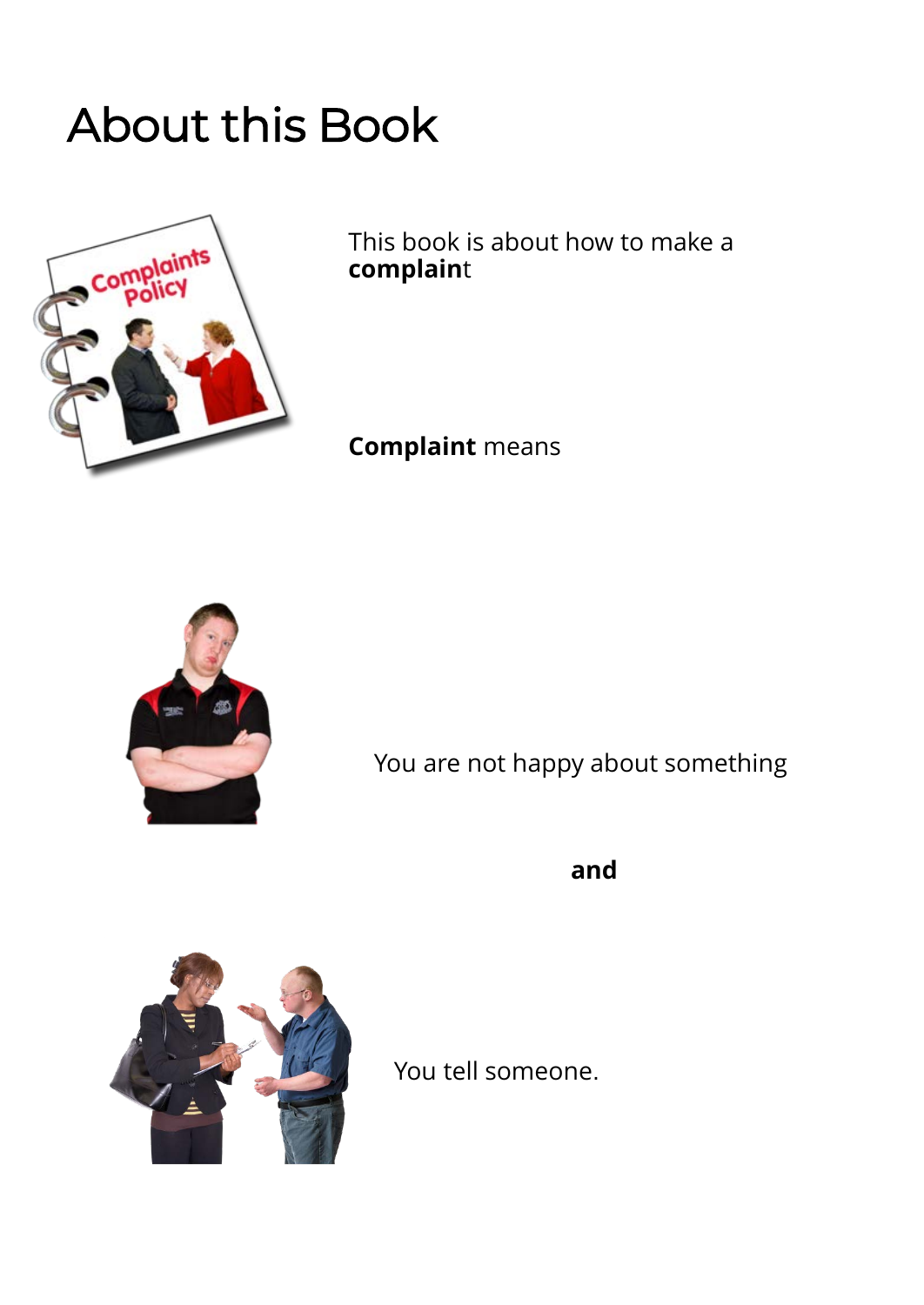# About this Book

This book is about how to make a **complaint**

**Complaint** means

You are not happy about something

**and**

You tell someone.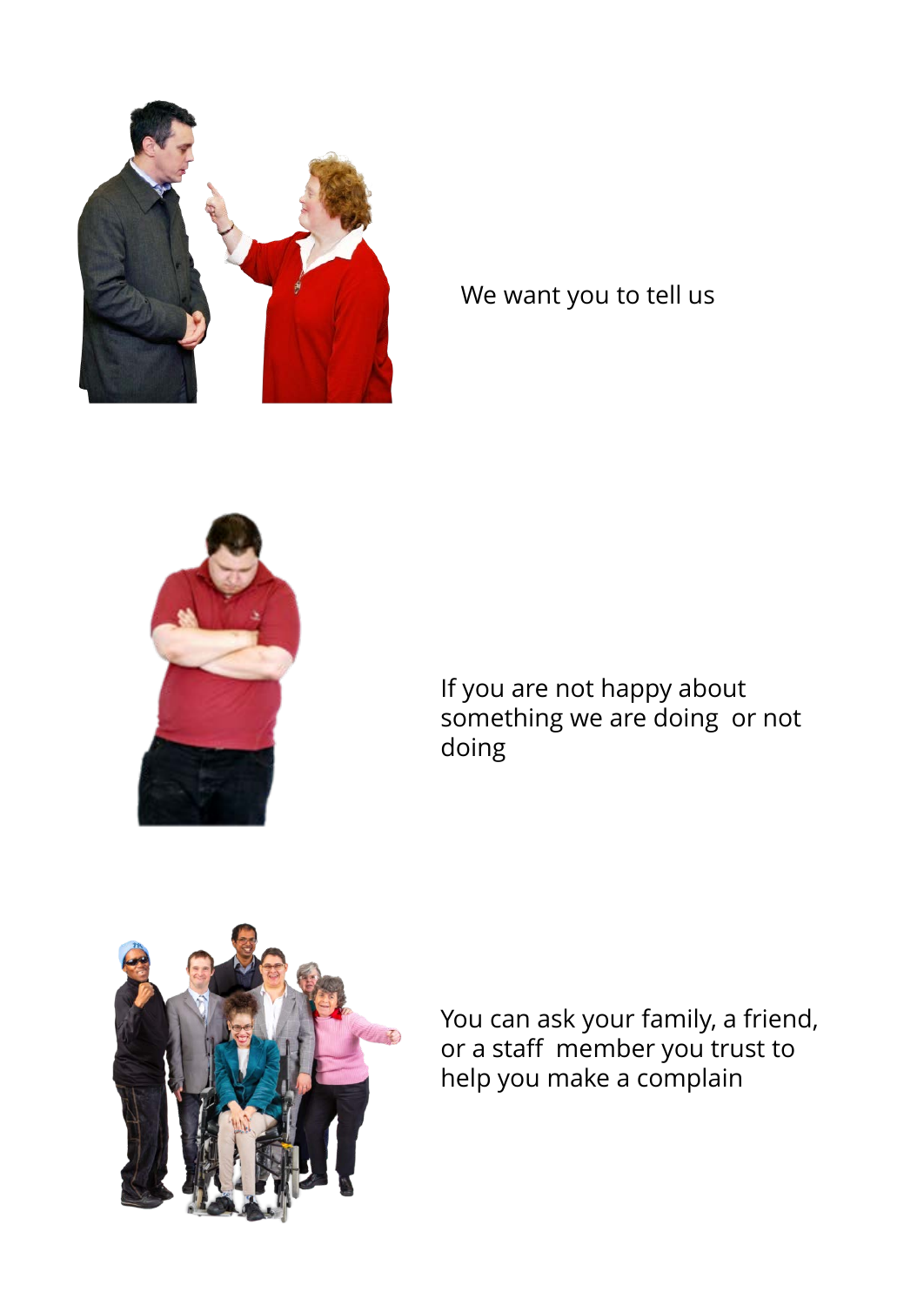We want you to tell us

If you are not happy about something we are doing  or not doing

You can ask your family, a friend, or a staff  member you trust to help you make a complain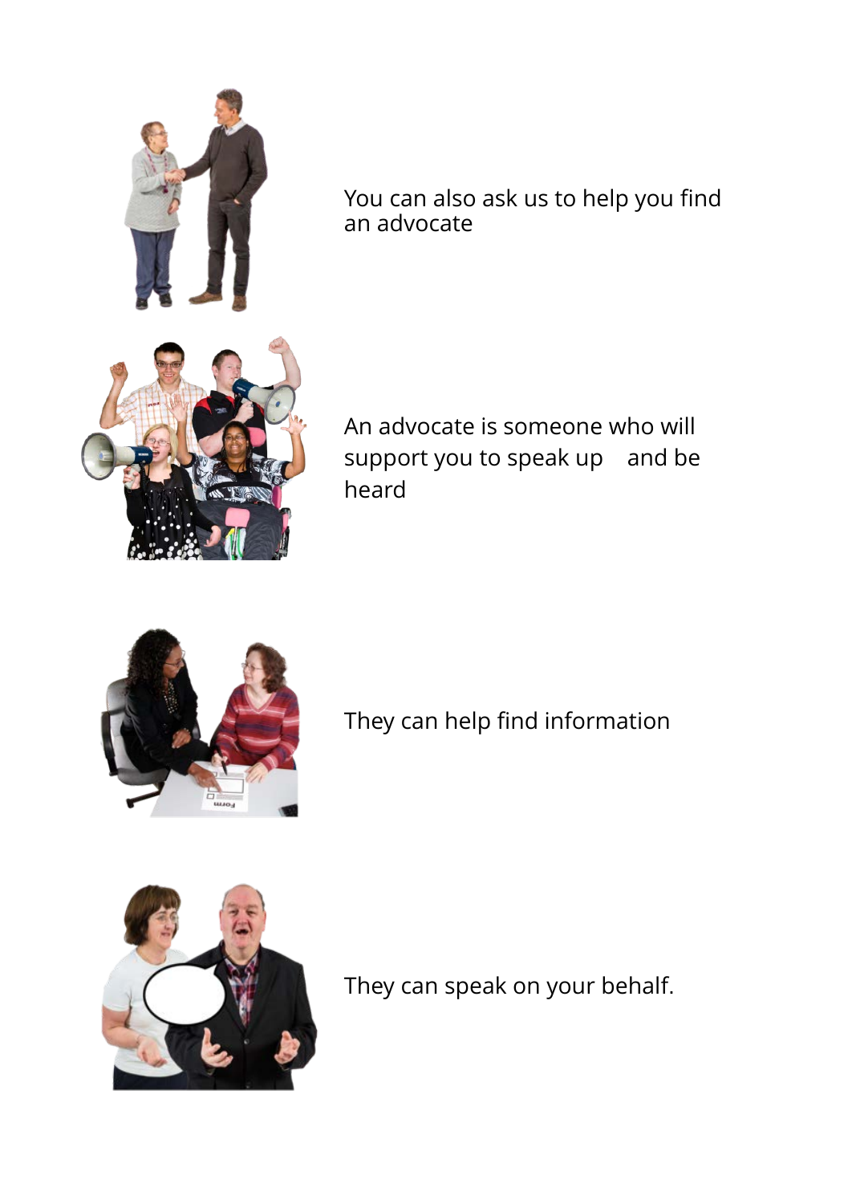You can also ask us to help you find an advocate

An advocate is someone who will support you to speak up and be heard

They can help find information

They can speak on your behalf.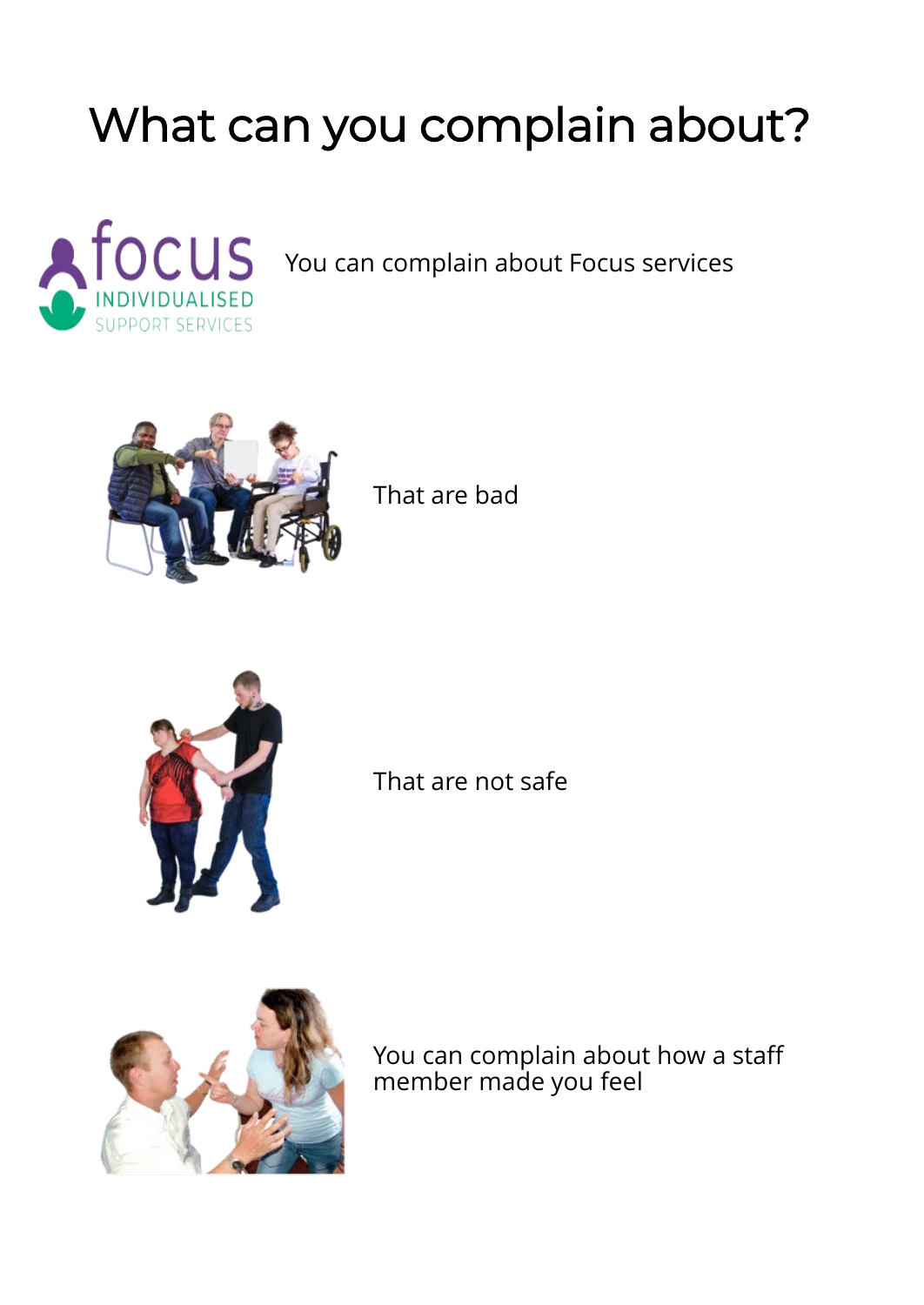# What can you complain about?

You can complain about Focus services

That are bad

That are not safe

You can complain about how a staff member made you feel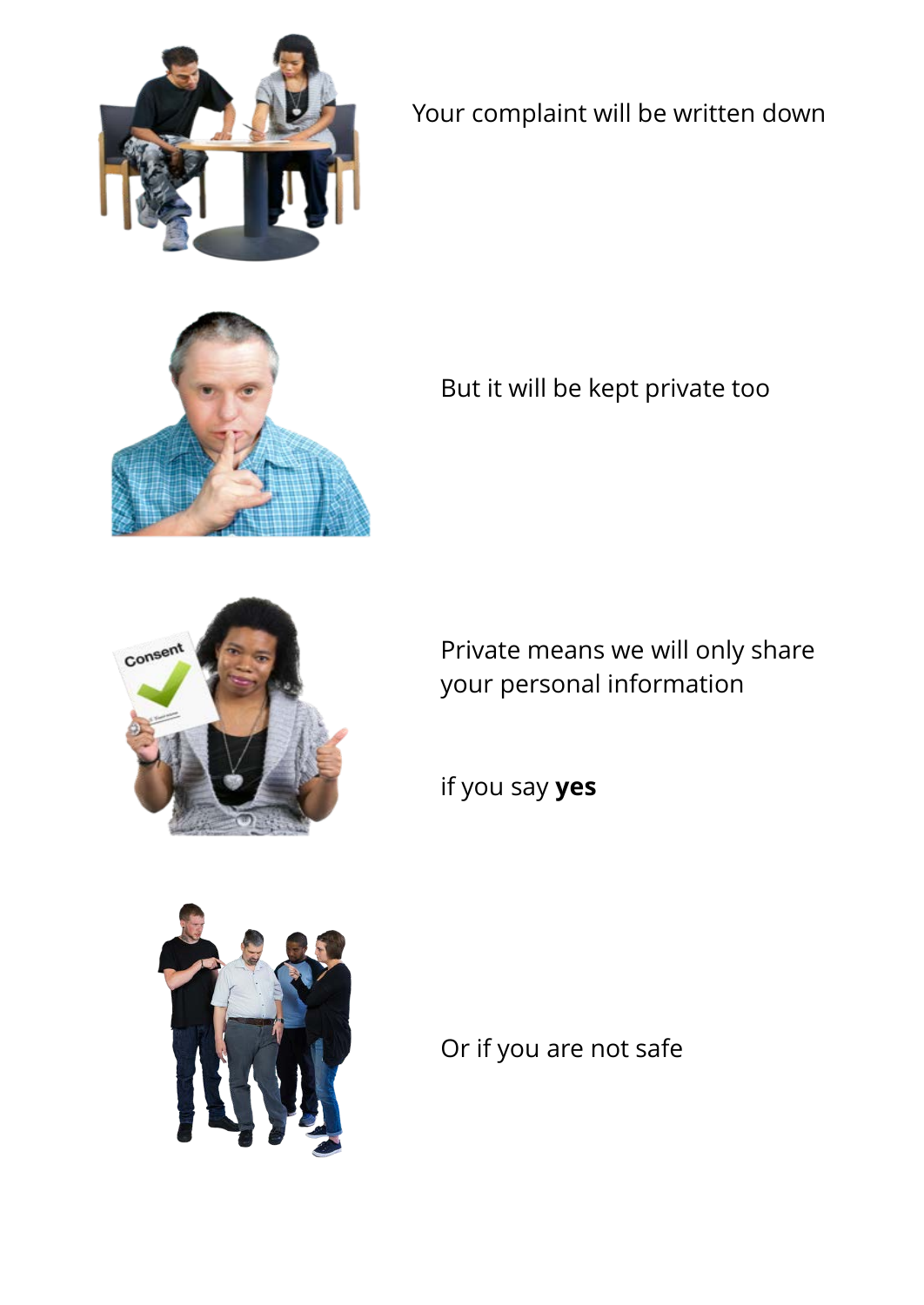Your complaint will be written down

But it will be kept private too

Private means we will only share your personal information

if you say **yes**

Or if you are not safe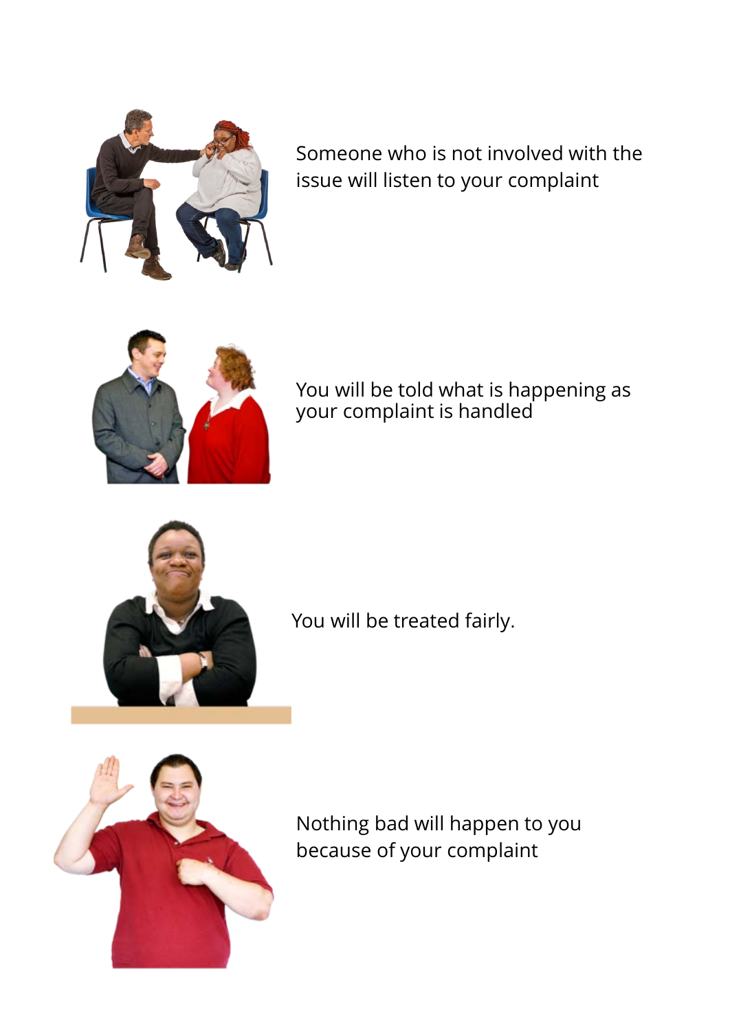Someone who is not involved with the issue will listen to your complaint

You will be told what is happening as your complaint is handled

You will be treated fairly.

Nothing bad will happen to you because of your complaint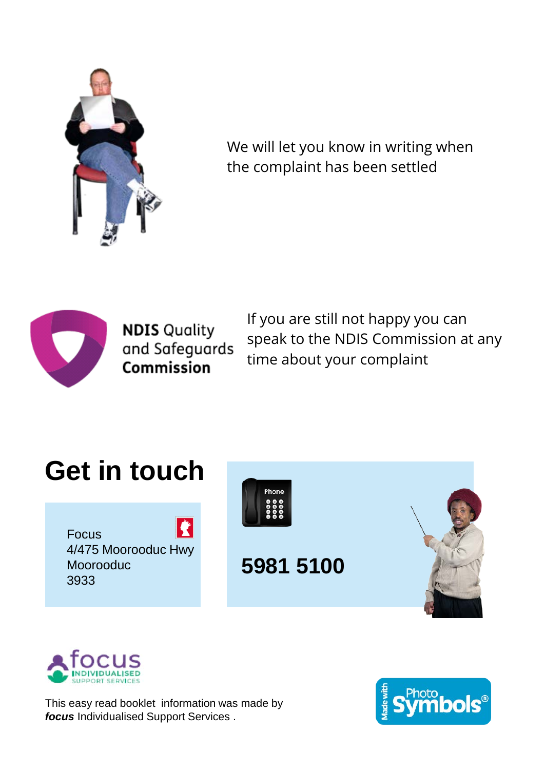We will let you know in writing when the complaint has been settled

NDIS Quality and Safeguards Commission

If you are still not happy you can speak to the NDIS Commission at any time about your complaint

# Get in touch

Focus
4/475 Moorooduc Hwy
Moorooduc
3933

Phone

**5981 5100**

focus INDIVIDUALISED SUPPORT SERVICES

This easy read booklet information was made by ***focus*** Individualised Support Services .

Made with Photo Symbols®